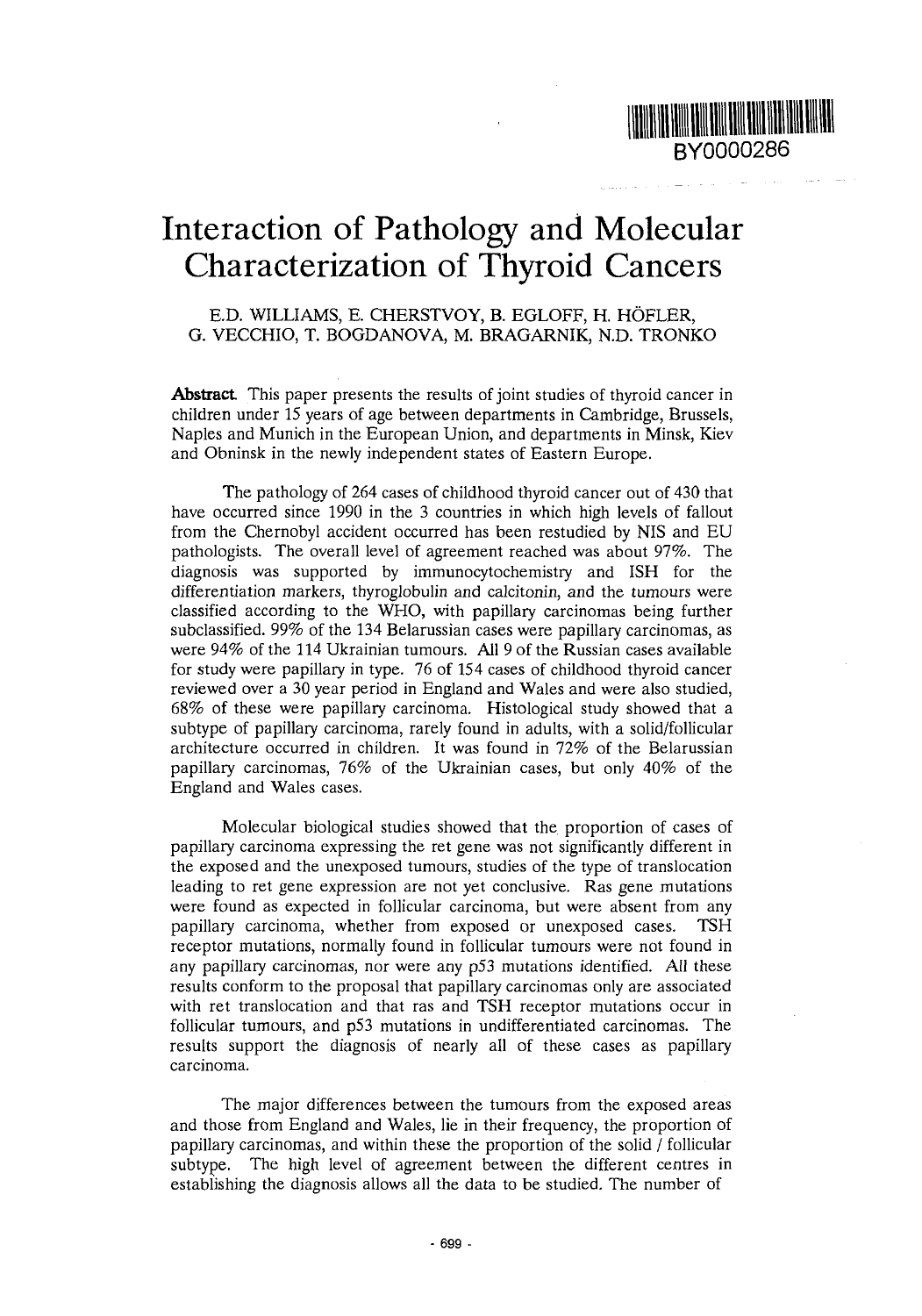BY0000286

# Interaction of Pathology and Molecular Characterization of Thyroid Cancers

E.D. WILLIAMS, E. CHERSTVOY, B. EGLOFF, H. HÖFLER, G. VECCHIO, T. BOGDANOVA, M. BRAGARNIK, N.D. TRONKO

**Abstract.** This paper presents the results of joint studies of thyroid cancer in children under 15 years of age between departments in Cambridge, Brussels, Naples and Munich in the European Union, and departments in Minsk, Kiev and Obninsk in the newly independent states of Eastern Europe.

The pathology of 264 cases of childhood thyroid cancer out of 430 that have occurred since 1990 in the 3 countries in which high levels of fallout from the Chernobyl accident occurred has been restudied by NIS and EU pathologists. The overall level of agreement reached was about 97%. The diagnosis was supported by immunocytochemistry and ISH for the differentiation markers, thyroglobulin and calcitonin, and the tumours were classified according to the WHO, with papillary carcinomas being further subclassified. 99% of the 134 Belarussian cases were papillary carcinomas, as were 94% of the 114 Ukrainian tumours. All 9 of the Russian cases available for study were papillary in type. 76 of 154 cases of childhood thyroid cancer reviewed over a 30 year period in England and Wales and were also studied, 68% of these were papillary carcinoma. Histological study showed that a subtype of papillary carcinoma, rarely found in adults, with a solid/follicular architecture occurred in children. It was found in 72% of the Belarussian papillary carcinomas, 76% of the Ukrainian cases, but only 40% of the England and Wales cases.

Molecular biological studies showed that the proportion of cases of papillary carcinoma expressing the ret gene was not significantly different in the exposed and the unexposed tumours, studies of the type of translocation leading to ret gene expression are not yet conclusive. Ras gene mutations were found as expected in follicular carcinoma, but were absent from any papillary carcinoma, whether from exposed or unexposed cases. TSH receptor mutations, normally found in follicular tumours were not found in any papillary carcinomas, nor were any p53 mutations identified. All these results conform to the proposal that papillary carcinomas only are associated with ret translocation and that ras and TSH receptor mutations occur in follicular tumours, and p53 mutations in undifferentiated carcinomas. The results support the diagnosis of nearly all of these cases as papillary carcinoma.

The major differences between the tumours from the exposed areas and those from England and Wales, lie in their frequency, the proportion of papillary carcinomas, and within these the proportion of the solid / follicular subtype. The high level of agreement between the different centres in establishing the diagnosis allows all the data to be studied. The number of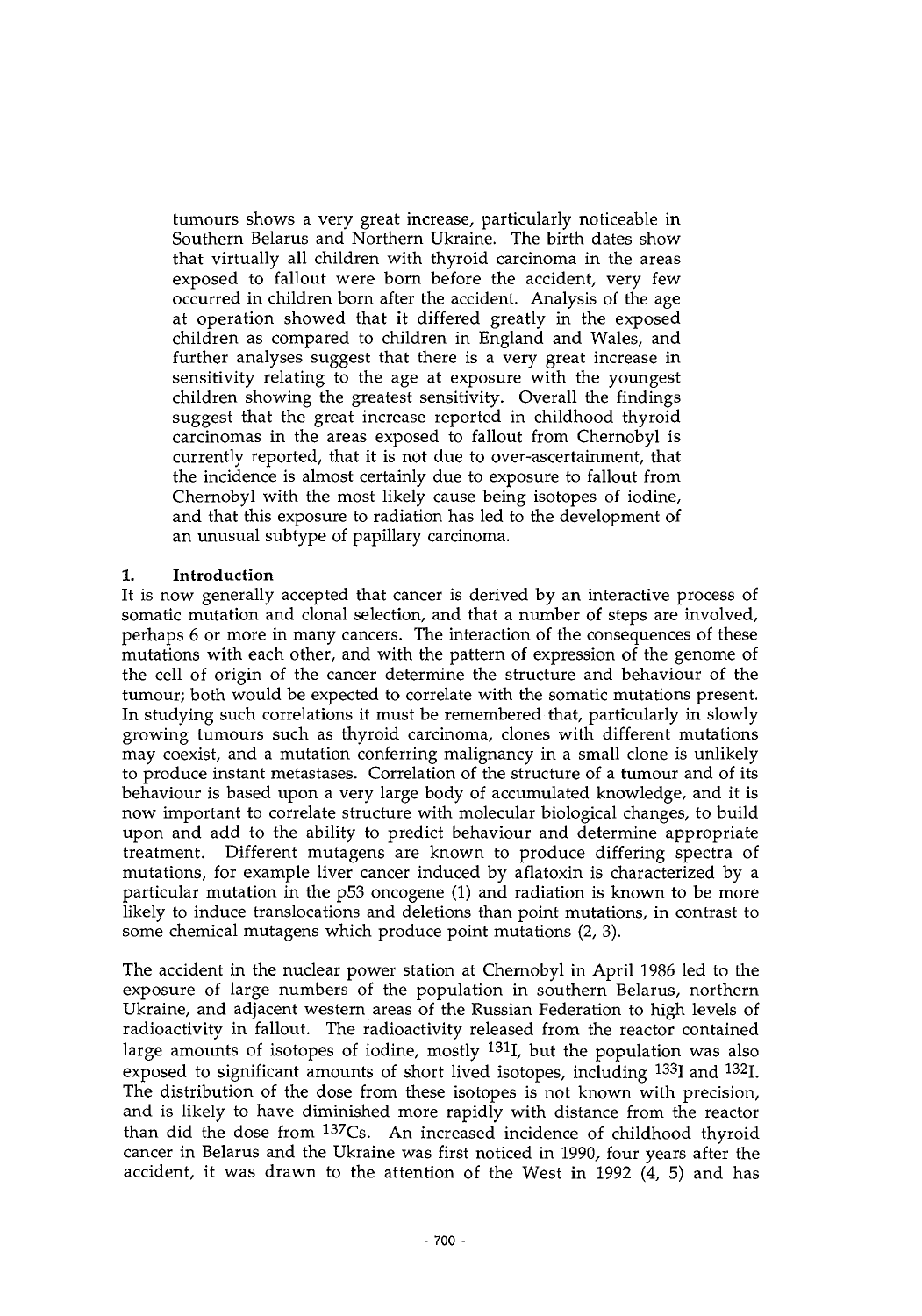tumours shows a very great increase, particularly noticeable in Southern Belarus and Northern Ukraine. The birth dates show that virtually all children with thyroid carcinoma in the areas exposed to fallout were born before the accident, very few occurred in children born after the accident. Analysis of the age at operation showed that it differed greatly in the exposed children as compared to children in England and Wales, and further analyses suggest that there is a very great increase in sensitivity relating to the age at exposure with the youngest children showing the greatest sensitivity. Overall the findings suggest that the great increase reported in childhood thyroid carcinomas in the areas exposed to fallout from Chernobyl is currently reported, that it is not due to over-ascertainment, that the incidence is almost certainly due to exposure to fallout from Chernobyl with the most likely cause being isotopes of iodine, and that this exposure to radiation has led to the development of an unusual subtype of papillary carcinoma.

## 1. Introduction

It is now generally accepted that cancer is derived by an interactive process of somatic mutation and clonal selection, and that a number of steps are involved, perhaps 6 or more in many cancers. The interaction of the consequences of these mutations with each other, and with the pattern of expression of the genome of the cell of origin of the cancer determine the structure and behaviour of the tumour; both would be expected to correlate with the somatic mutations present. In studying such correlations it must be remembered that, particularly in slowly growing tumours such as thyroid carcinoma, clones with different mutations may coexist, and a mutation conferring malignancy in a small clone is unlikely to produce instant metastases. Correlation of the structure of a tumour and of its behaviour is based upon a very large body of accumulated knowledge, and it is now important to correlate structure with molecular biological changes, to build upon and add to the ability to predict behaviour and determine appropriate treatment. Different mutagens are known to produce differing spectra of mutations, for example liver cancer induced by aflatoxin is characterized by a particular mutation in the p53 oncogene (1) and radiation is known to be more likely to induce translocations and deletions than point mutations, in contrast to some chemical mutagens which produce point mutations (2, 3).

The accident in the nuclear power station at Chernobyl in April 1986 led to the exposure of large numbers of the population in southern Belarus, northern Ukraine, and adjacent western areas of the Russian Federation to high levels of radioactivity in fallout. The radioactivity released from the reactor contained large amounts of isotopes of iodine, mostly $^{131}I$, but the population was also exposed to significant amounts of short lived isotopes, including $^{133}I$ and $^{132}I$. The distribution of the dose from these isotopes is not known with precision, and is likely to have diminished more rapidly with distance from the reactor than did the dose from $^{137}Cs$. An increased incidence of childhood thyroid cancer in Belarus and the Ukraine was first noticed in 1990, four years after the accident, it was drawn to the attention of the West in 1992 (4, 5) and has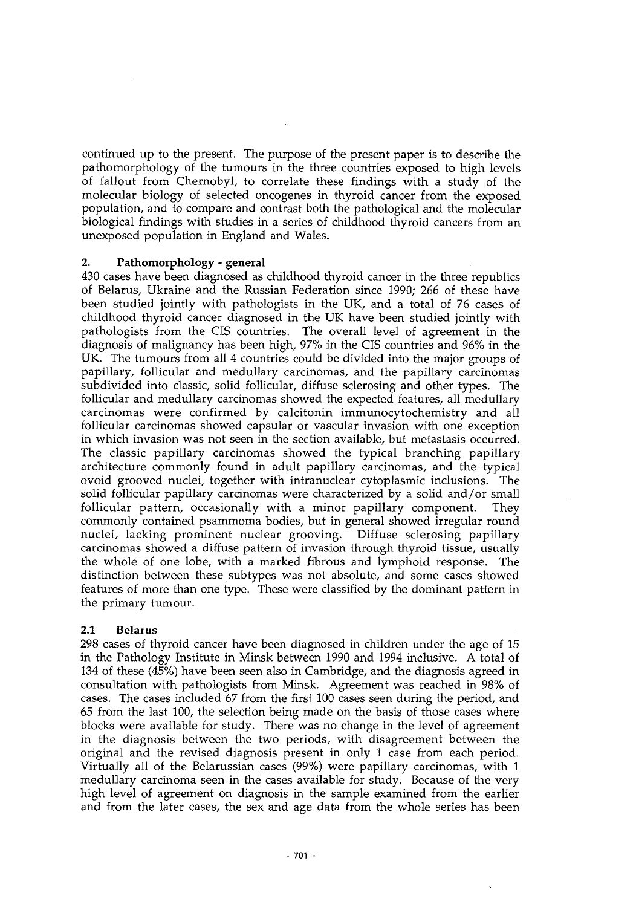continued up to the present. The purpose of the present paper is to describe the pathomorphology of the tumours in the three countries exposed to high levels of fallout from Chernobyl, to correlate these findings with a study of the molecular biology of selected oncogenes in thyroid cancer from the exposed population, and to compare and contrast both the pathological and the molecular biological findings with studies in a series of childhood thyroid cancers from an unexposed population in England and Wales.

## 2. Pathomorphology - general

430 cases have been diagnosed as childhood thyroid cancer in the three republics of Belarus, Ukraine and the Russian Federation since 1990; 266 of these have been studied jointly with pathologists in the UK, and a total of 76 cases of childhood thyroid cancer diagnosed in the UK have been studied jointly with pathologists from the CIS countries. The overall level of agreement in the diagnosis of malignancy has been high, 97% in the CIS countries and 96% in the UK. The tumours from all 4 countries could be divided into the major groups of papillary, follicular and medullary carcinomas, and the papillary carcinomas subdivided into classic, solid follicular, diffuse sclerosing and other types. The follicular and medullary carcinomas showed the expected features, all medullary carcinomas were confirmed by calcitonin immunocytochemistry and all follicular carcinomas showed capsular or vascular invasion with one exception in which invasion was not seen in the section available, but metastasis occurred. The classic papillary carcinomas showed the typical branching papillary architecture commonly found in adult papillary carcinomas, and the typical ovoid grooved nuclei, together with intranuclear cytoplasmic inclusions. The solid follicular papillary carcinomas were characterized by a solid and/or small follicular pattern, occasionally with a minor papillary component. They commonly contained psammoma bodies, but in general showed irregular round nuclei, lacking prominent nuclear grooving. Diffuse sclerosing papillary carcinomas showed a diffuse pattern of invasion through thyroid tissue, usually the whole of one lobe, with a marked fibrous and lymphoid response. The distinction between these subtypes was not absolute, and some cases showed features of more than one type. These were classified by the dominant pattern in the primary tumour.

### 2.1 Belarus

298 cases of thyroid cancer have been diagnosed in children under the age of 15 in the Pathology Institute in Minsk between 1990 and 1994 inclusive. A total of 134 of these (45%) have been seen also in Cambridge, and the diagnosis agreed in consultation with pathologists from Minsk. Agreement was reached in 98% of cases. The cases included 67 from the first 100 cases seen during the period, and 65 from the last 100, the selection being made on the basis of those cases where blocks were available for study. There was no change in the level of agreement in the diagnosis between the two periods, with disagreement between the original and the revised diagnosis present in only 1 case from each period. Virtually all of the Belarussian cases (99%) were papillary carcinomas, with 1 medullary carcinoma seen in the cases available for study. Because of the very high level of agreement on diagnosis in the sample examined from the earlier and from the later cases, the sex and age data from the whole series has been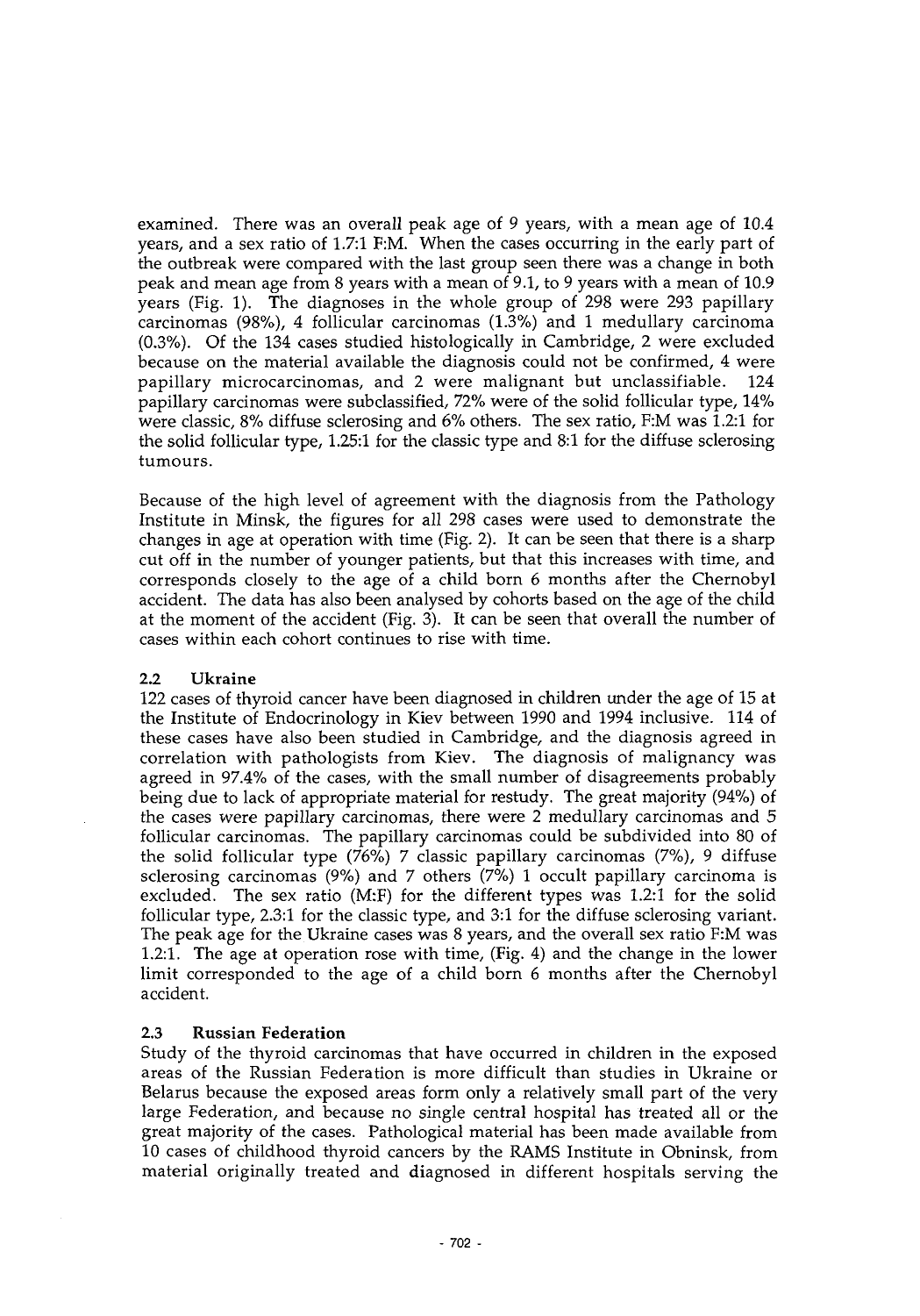examined. There was an overall peak age of 9 years, with a mean age of 10.4 years, and a sex ratio of 1.7:1 F:M. When the cases occurring in the early part of the outbreak were compared with the last group seen there was a change in both peak and mean age from 8 years with a mean of 9.1, to 9 years with a mean of 10.9 years (Fig. 1). The diagnoses in the whole group of 298 were 293 papillary carcinomas (98%), 4 follicular carcinomas (1.3%) and 1 medullary carcinoma (0.3%). Of the 134 cases studied histologically in Cambridge, 2 were excluded because on the material available the diagnosis could not be confirmed, 4 were papillary microcarcinomas, and 2 were malignant but unclassifiable. 124 papillary carcinomas were subclassified, 72% were of the solid follicular type, 14% were classic, 8% diffuse sclerosing and 6% others. The sex ratio, F:M was 1.2:1 for the solid follicular type, 1.25:1 for the classic type and 8:1 for the diffuse sclerosing tumours.

Because of the high level of agreement with the diagnosis from the Pathology Institute in Minsk, the figures for all 298 cases were used to demonstrate the changes in age at operation with time (Fig. 2). It can be seen that there is a sharp cut off in the number of younger patients, but that this increases with time, and corresponds closely to the age of a child born 6 months after the Chernobyl accident. The data has also been analysed by cohorts based on the age of the child at the moment of the accident (Fig. 3). It can be seen that overall the number of cases within each cohort continues to rise with time.

### 2.2 Ukraine

122 cases of thyroid cancer have been diagnosed in children under the age of 15 at the Institute of Endocrinology in Kiev between 1990 and 1994 inclusive. 114 of these cases have also been studied in Cambridge, and the diagnosis agreed in correlation with pathologists from Kiev. The diagnosis of malignancy was agreed in 97.4% of the cases, with the small number of disagreements probably being due to lack of appropriate material for restudy. The great majority (94%) of the cases were papillary carcinomas, there were 2 medullary carcinomas and 5 follicular carcinomas. The papillary carcinomas could be subdivided into 80 of the solid follicular type (76%) 7 classic papillary carcinomas (7%), 9 diffuse sclerosing carcinomas (9%) and 7 others (7%) 1 occult papillary carcinoma is excluded. The sex ratio (M:F) for the different types was 1.2:1 for the solid follicular type, 2.3:1 for the classic type, and 3:1 for the diffuse sclerosing variant. The peak age for the Ukraine cases was 8 years, and the overall sex ratio F:M was 1.2:1. The age at operation rose with time, (Fig. 4) and the change in the lower limit corresponded to the age of a child born 6 months after the Chernobyl accident.

### 2.3 Russian Federation

Study of the thyroid carcinomas that have occurred in children in the exposed areas of the Russian Federation is more difficult than studies in Ukraine or Belarus because the exposed areas form only a relatively small part of the very large Federation, and because no single central hospital has treated all or the great majority of the cases. Pathological material has been made available from 10 cases of childhood thyroid cancers by the RAMS Institute in Obninsk, from material originally treated and diagnosed in different hospitals serving the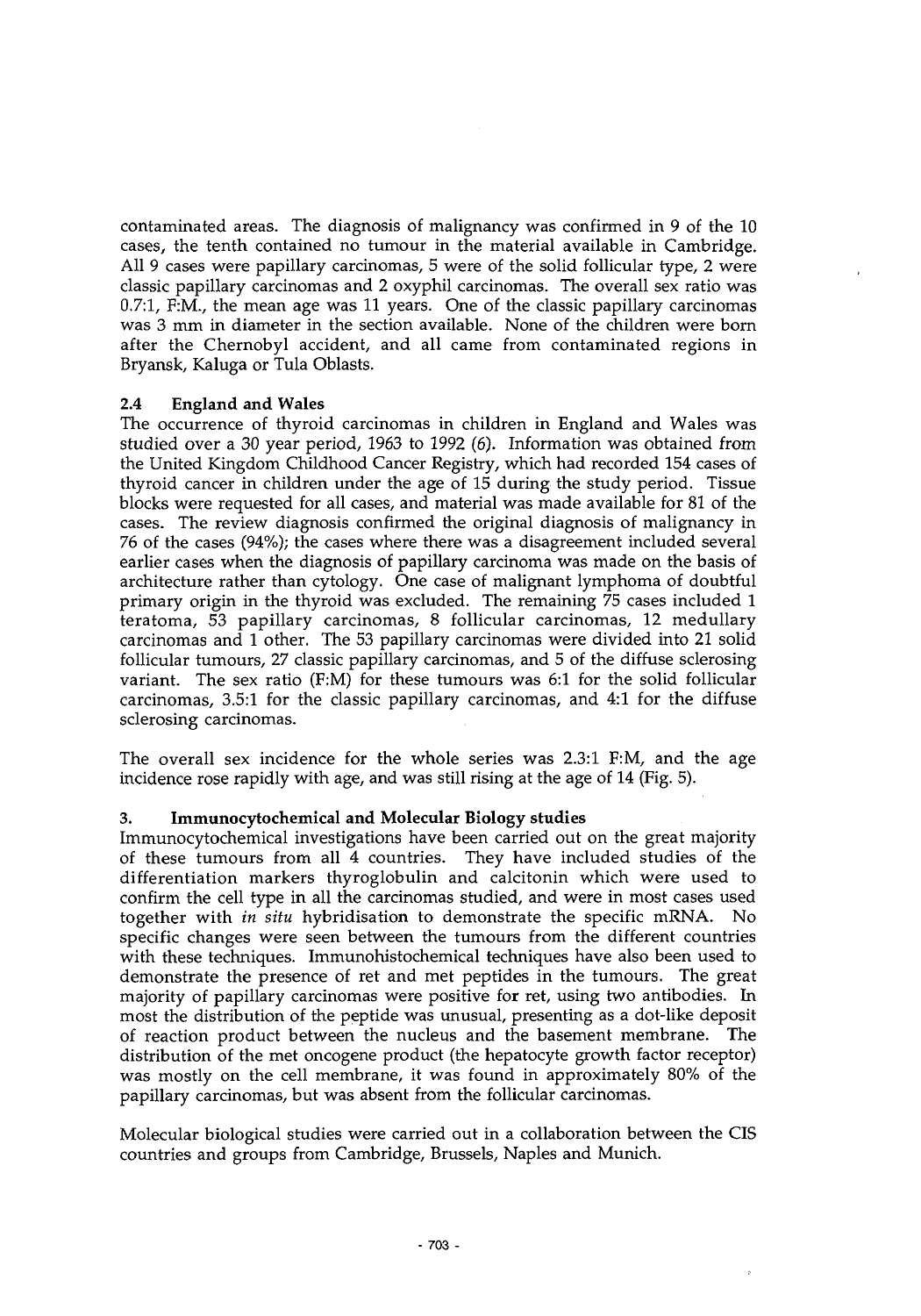contaminated areas. The diagnosis of malignancy was confirmed in 9 of the 10 cases, the tenth contained no tumour in the material available in Cambridge. All 9 cases were papillary carcinomas, 5 were of the solid follicular type, 2 were classic papillary carcinomas and 2 oxyphil carcinomas. The overall sex ratio was 0.7:1, F:M., the mean age was 11 years. One of the classic papillary carcinomas was 3 mm in diameter in the section available. None of the children were born after the Chernobyl accident, and all came from contaminated regions in Bryansk, Kaluga or Tula Oblasts.

### 2.4 England and Wales

The occurrence of thyroid carcinomas in children in England and Wales was studied over a 30 year period, 1963 to 1992 (6). Information was obtained from the United Kingdom Childhood Cancer Registry, which had recorded 154 cases of thyroid cancer in children under the age of 15 during the study period. Tissue blocks were requested for all cases, and material was made available for 81 of the cases. The review diagnosis confirmed the original diagnosis of malignancy in 76 of the cases (94%); the cases where there was a disagreement included several earlier cases when the diagnosis of papillary carcinoma was made on the basis of architecture rather than cytology. One case of malignant lymphoma of doubtful primary origin in the thyroid was excluded. The remaining 75 cases included 1 teratoma, 53 papillary carcinomas, 8 follicular carcinomas, 12 medullary carcinomas and 1 other. The 53 papillary carcinomas were divided into 21 solid follicular tumours, 27 classic papillary carcinomas, and 5 of the diffuse sclerosing variant. The sex ratio (F:M) for these tumours was 6:1 for the solid follicular carcinomas, 3.5:1 for the classic papillary carcinomas, and 4:1 for the diffuse sclerosing carcinomas.

The overall sex incidence for the whole series was 2.3:1 F:M, and the age incidence rose rapidly with age, and was still rising at the age of 14 (Fig. 5).

## 3. Immunocytochemical and Molecular Biology studies

Immunocytochemical investigations have been carried out on the great majority of these tumours from all 4 countries. They have included studies of the differentiation markers thyroglobulin and calcitonin which were used to confirm the cell type in all the carcinomas studied, and were in most cases used together with *in situ* hybridisation to demonstrate the specific mRNA. No specific changes were seen between the tumours from the different countries with these techniques. Immunohistochemical techniques have also been used to demonstrate the presence of ret and met peptides in the tumours. The great majority of papillary carcinomas were positive for ret, using two antibodies. In most the distribution of the peptide was unusual, presenting as a dot-like deposit of reaction product between the nucleus and the basement membrane. The distribution of the met oncogene product (the hepatocyte growth factor receptor) was mostly on the cell membrane, it was found in approximately 80% of the papillary carcinomas, but was absent from the follicular carcinomas.

Molecular biological studies were carried out in a collaboration between the CIS countries and groups from Cambridge, Brussels, Naples and Munich.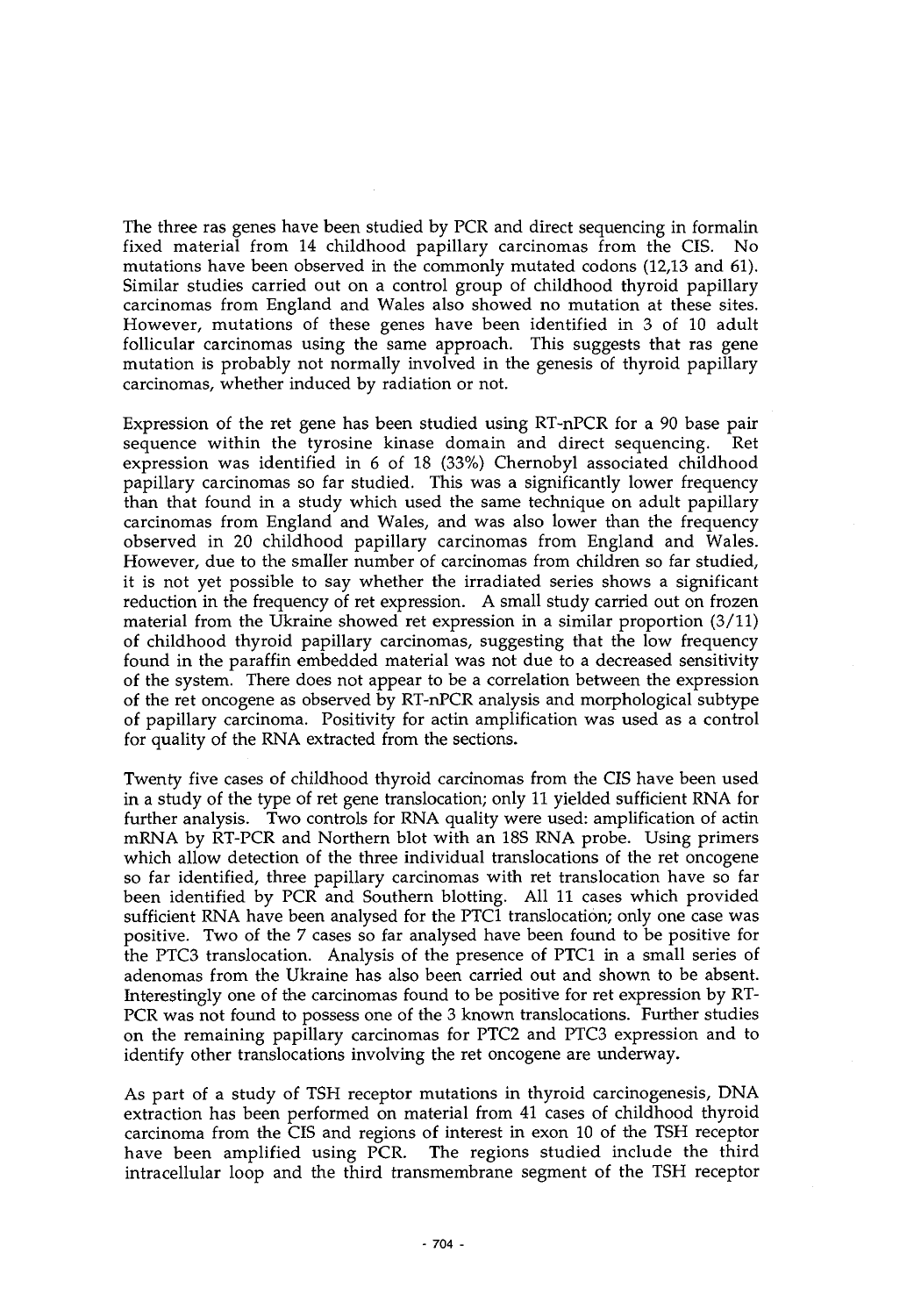The three ras genes have been studied by PCR and direct sequencing in formalin fixed material from 14 childhood papillary carcinomas from the CIS. No mutations have been observed in the commonly mutated codons (12,13 and 61). Similar studies carried out on a control group of childhood thyroid papillary carcinomas from England and Wales also showed no mutation at these sites. However, mutations of these genes have been identified in 3 of 10 adult follicular carcinomas using the same approach. This suggests that ras gene mutation is probably not normally involved in the genesis of thyroid papillary carcinomas, whether induced by radiation or not.

Expression of the ret gene has been studied using RT-nPCR for a 90 base pair sequence within the tyrosine kinase domain and direct sequencing. Ret expression was identified in 6 of 18 (33%) Chernobyl associated childhood papillary carcinomas so far studied. This was a significantly lower frequency than that found in a study which used the same technique on adult papillary carcinomas from England and Wales, and was also lower than the frequency observed in 20 childhood papillary carcinomas from England and Wales. However, due to the smaller number of carcinomas from children so far studied, it is not yet possible to say whether the irradiated series shows a significant reduction in the frequency of ret expression. A small study carried out on frozen material from the Ukraine showed ret expression in a similar proportion (3/11) of childhood thyroid papillary carcinomas, suggesting that the low frequency found in the paraffin embedded material was not due to a decreased sensitivity of the system. There does not appear to be a correlation between the expression of the ret oncogene as observed by RT-nPCR analysis and morphological subtype of papillary carcinoma. Positivity for actin amplification was used as a control for quality of the RNA extracted from the sections.

Twenty five cases of childhood thyroid carcinomas from the CIS have been used in a study of the type of ret gene translocation; only 11 yielded sufficient RNA for further analysis. Two controls for RNA quality were used: amplification of actin mRNA by RT-PCR and Northern blot with an 18S RNA probe. Using primers which allow detection of the three individual translocations of the ret oncogene so far identified, three papillary carcinomas with ret translocation have so far been identified by PCR and Southern blotting. All 11 cases which provided sufficient RNA have been analysed for the PTC1 translocation; only one case was positive. Two of the 7 cases so far analysed have been found to be positive for the PTC3 translocation. Analysis of the presence of PTC1 in a small series of adenomas from the Ukraine has also been carried out and shown to be absent. Interestingly one of the carcinomas found to be positive for ret expression by RT-PCR was not found to possess one of the 3 known translocations. Further studies on the remaining papillary carcinomas for PTC2 and PTC3 expression and to identify other translocations involving the ret oncogene are underway.

As part of a study of TSH receptor mutations in thyroid carcinogenesis, DNA extraction has been performed on material from 41 cases of childhood thyroid carcinoma from the CIS and regions of interest in exon 10 of the TSH receptor have been amplified using PCR. The regions studied include the third intracellular loop and the third transmembrane segment of the TSH receptor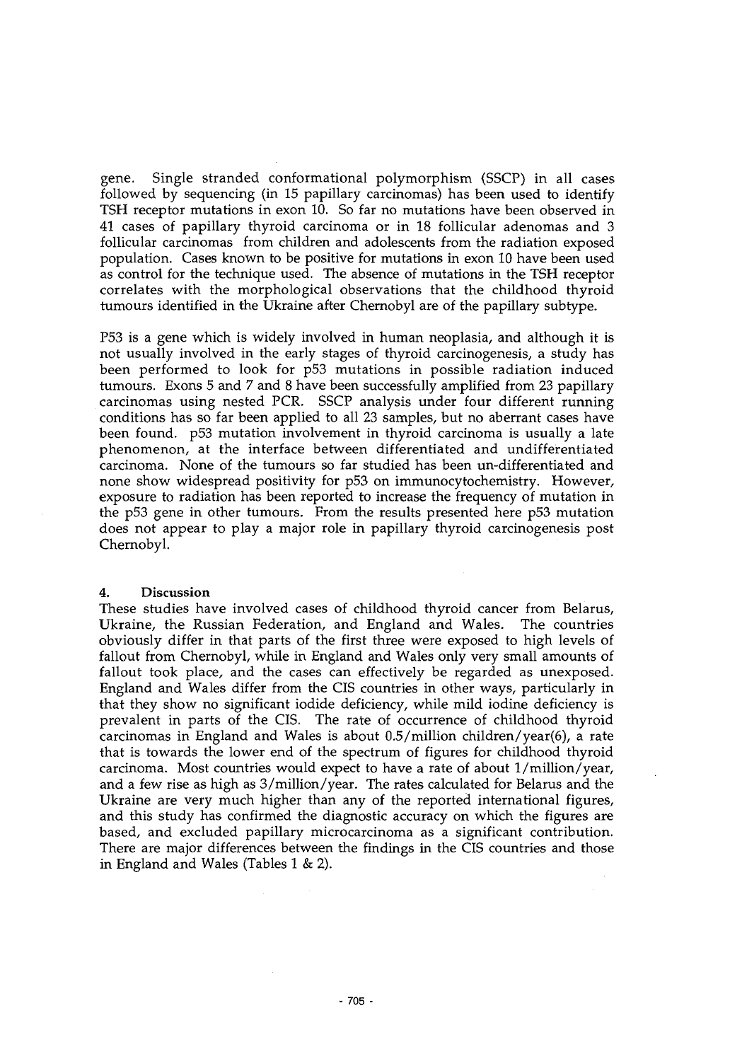gene. Single stranded conformational polymorphism (SSCP) in all cases followed by sequencing (in 15 papillary carcinomas) has been used to identify TSH receptor mutations in exon 10. So far no mutations have been observed in 41 cases of papillary thyroid carcinoma or in 18 follicular adenomas and 3 follicular carcinomas from children and adolescents from the radiation exposed population. Cases known to be positive for mutations in exon 10 have been used as control for the technique used. The absence of mutations in the TSH receptor correlates with the morphological observations that the childhood thyroid tumours identified in the Ukraine after Chernobyl are of the papillary subtype.

P53 is a gene which is widely involved in human neoplasia, and although it is not usually involved in the early stages of thyroid carcinogenesis, a study has been performed to look for p53 mutations in possible radiation induced tumours. Exons 5 and 7 and 8 have been successfully amplified from 23 papillary carcinomas using nested PCR. SSCP analysis under four different running conditions has so far been applied to all 23 samples, but no aberrant cases have been found. p53 mutation involvement in thyroid carcinoma is usually a late phenomenon, at the interface between differentiated and undifferentiated carcinoma. None of the tumours so far studied has been un-differentiated and none show widespread positivity for p53 on immunocytochemistry. However, exposure to radiation has been reported to increase the frequency of mutation in the p53 gene in other tumours. From the results presented here p53 mutation does not appear to play a major role in papillary thyroid carcinogenesis post Chernobyl.

## 4. Discussion

These studies have involved cases of childhood thyroid cancer from Belarus, Ukraine, the Russian Federation, and England and Wales. The countries obviously differ in that parts of the first three were exposed to high levels of fallout from Chernobyl, while in England and Wales only very small amounts of fallout took place, and the cases can effectively be regarded as unexposed. England and Wales differ from the CIS countries in other ways, particularly in that they show no significant iodide deficiency, while mild iodine deficiency is prevalent in parts of the CIS. The rate of occurrence of childhood thyroid carcinomas in England and Wales is about 0.5/million children/year(6), a rate that is towards the lower end of the spectrum of figures for childhood thyroid carcinoma. Most countries would expect to have a rate of about 1/million/year, and a few rise as high as 3/million/year. The rates calculated for Belarus and the Ukraine are very much higher than any of the reported international figures, and this study has confirmed the diagnostic accuracy on which the figures are based, and excluded papillary microcarcinoma as a significant contribution. There are major differences between the findings in the CIS countries and those in England and Wales (Tables 1 & 2).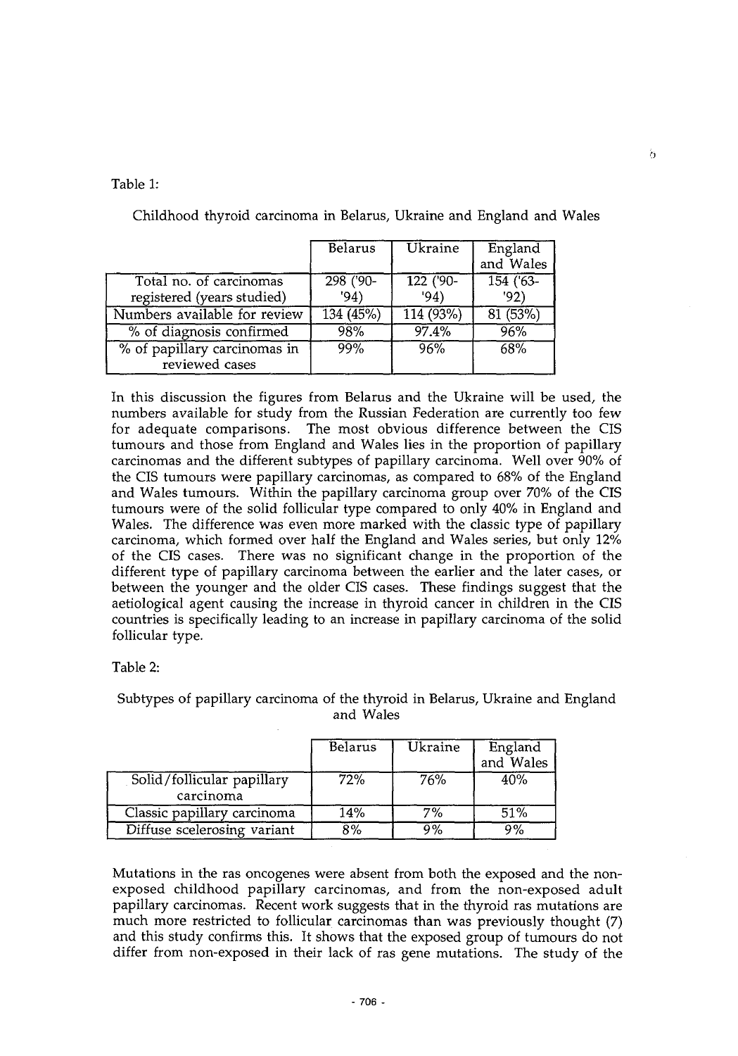Table 1:

Childhood thyroid carcinoma in Belarus, Ukraine and England and Wales

| | Belarus | Ukraine | England and Wales |
|---|---|---|---|
| Total no. of carcinomas registered (years studied) | 298 ('90-'94) | 122 ('90-'94) | 154 ('63-'92) |
| Numbers available for review | 134 (45%) | 114 (93%) | 81 (53%) |
| % of diagnosis confirmed | 98% | 97.4% | 96% |
| % of papillary carcinomas in reviewed cases | 99% | 96% | 68% |

In this discussion the figures from Belarus and the Ukraine will be used, the numbers available for study from the Russian Federation are currently too few for adequate comparisons. The most obvious difference between the CIS tumours and those from England and Wales lies in the proportion of papillary carcinomas and the different subtypes of papillary carcinoma. Well over 90% of the CIS tumours were papillary carcinomas, as compared to 68% of the England and Wales tumours. Within the papillary carcinoma group over 70% of the CIS tumours were of the solid follicular type compared to only 40% in England and Wales. The difference was even more marked with the classic type of papillary carcinoma, which formed over half the England and Wales series, but only 12% of the CIS cases. There was no significant change in the proportion of the different type of papillary carcinoma between the earlier and the later cases, or between the younger and the older CIS cases. These findings suggest that the aetiological agent causing the increase in thyroid cancer in children in the CIS countries is specifically leading to an increase in papillary carcinoma of the solid follicular type.

Table 2:

Subtypes of papillary carcinoma of the thyroid in Belarus, Ukraine and England and Wales

| | Belarus | Ukraine | England and Wales |
|---|---|---|---|
| Solid/follicular papillary carcinoma | 72% | 76% | 40% |
| Classic papillary carcinoma | 14% | 7% | 51% |
| Diffuse scelerosing variant | 8% | 9% | 9% |

Mutations in the ras oncogenes were absent from both the exposed and the non-exposed childhood papillary carcinomas, and from the non-exposed adult papillary carcinomas. Recent work suggests that in the thyroid ras mutations are much more restricted to follicular carcinomas than was previously thought (7) and this study confirms this. It shows that the exposed group of tumours do not differ from non-exposed in their lack of ras gene mutations. The study of the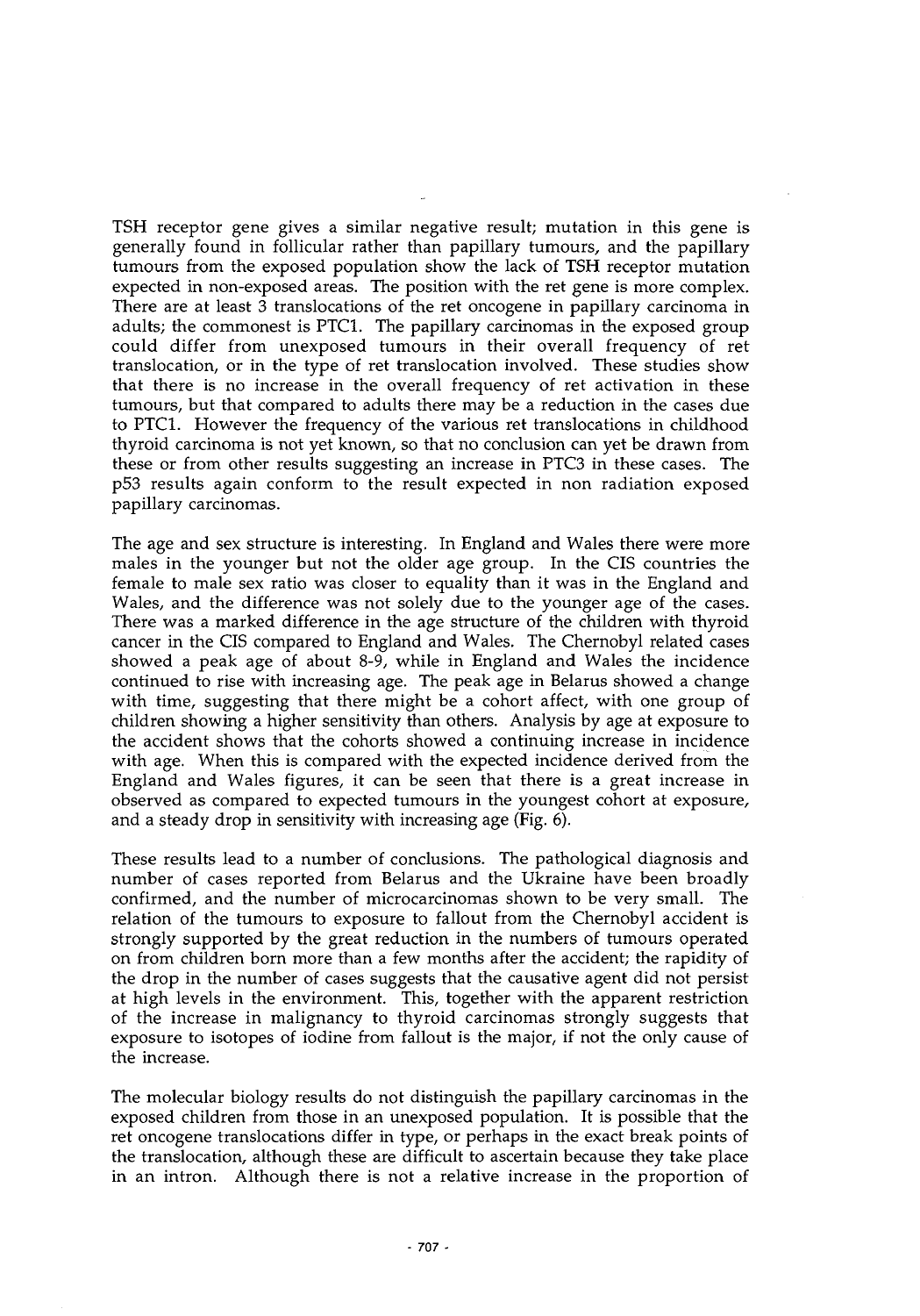TSH receptor gene gives a similar negative result; mutation in this gene is generally found in follicular rather than papillary tumours, and the papillary tumours from the exposed population show the lack of TSH receptor mutation expected in non-exposed areas. The position with the ret gene is more complex. There are at least 3 translocations of the ret oncogene in papillary carcinoma in adults; the commonest is PTC1. The papillary carcinomas in the exposed group could differ from unexposed tumours in their overall frequency of ret translocation, or in the type of ret translocation involved. These studies show that there is no increase in the overall frequency of ret activation in these tumours, but that compared to adults there may be a reduction in the cases due to PTC1. However the frequency of the various ret translocations in childhood thyroid carcinoma is not yet known, so that no conclusion can yet be drawn from these or from other results suggesting an increase in PTC3 in these cases. The p53 results again conform to the result expected in non radiation exposed papillary carcinomas.

The age and sex structure is interesting. In England and Wales there were more males in the younger but not the older age group. In the CIS countries the female to male sex ratio was closer to equality than it was in the England and Wales, and the difference was not solely due to the younger age of the cases. There was a marked difference in the age structure of the children with thyroid cancer in the CIS compared to England and Wales. The Chernobyl related cases showed a peak age of about 8-9, while in England and Wales the incidence continued to rise with increasing age. The peak age in Belarus showed a change with time, suggesting that there might be a cohort affect, with one group of children showing a higher sensitivity than others. Analysis by age at exposure to the accident shows that the cohorts showed a continuing increase in incidence with age. When this is compared with the expected incidence derived from the England and Wales figures, it can be seen that there is a great increase in observed as compared to expected tumours in the youngest cohort at exposure, and a steady drop in sensitivity with increasing age (Fig. 6).

These results lead to a number of conclusions. The pathological diagnosis and number of cases reported from Belarus and the Ukraine have been broadly confirmed, and the number of microcarcinomas shown to be very small. The relation of the tumours to exposure to fallout from the Chernobyl accident is strongly supported by the great reduction in the numbers of tumours operated on from children born more than a few months after the accident; the rapidity of the drop in the number of cases suggests that the causative agent did not persist at high levels in the environment. This, together with the apparent restriction of the increase in malignancy to thyroid carcinomas strongly suggests that exposure to isotopes of iodine from fallout is the major, if not the only cause of the increase.

The molecular biology results do not distinguish the papillary carcinomas in the exposed children from those in an unexposed population. It is possible that the ret oncogene translocations differ in type, or perhaps in the exact break points of the translocation, although these are difficult to ascertain because they take place in an intron. Although there is not a relative increase in the proportion of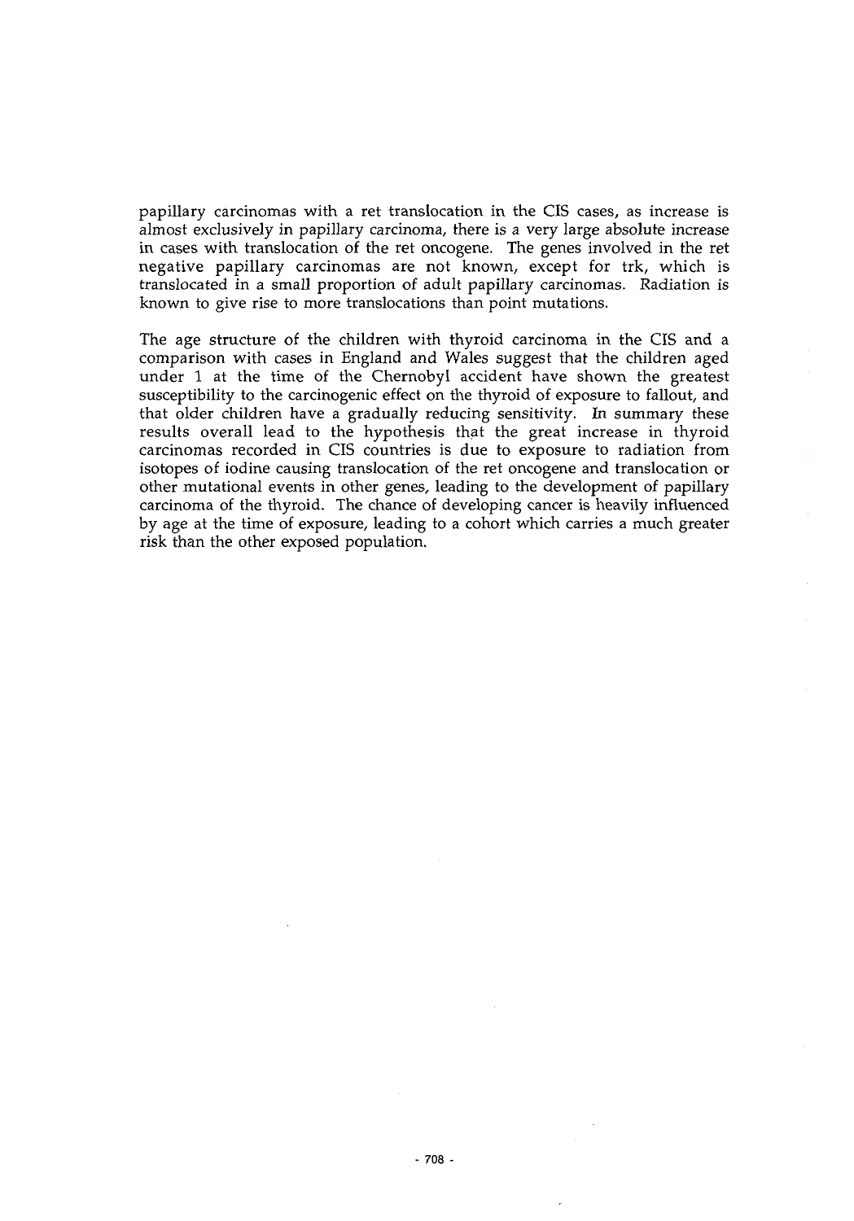papillary carcinomas with a ret translocation in the CIS cases, as increase is almost exclusively in papillary carcinoma, there is a very large absolute increase in cases with translocation of the ret oncogene. The genes involved in the ret negative papillary carcinomas are not known, except for trk, which is translocated in a small proportion of adult papillary carcinomas. Radiation is known to give rise to more translocations than point mutations.

The age structure of the children with thyroid carcinoma in the CIS and a comparison with cases in England and Wales suggest that the children aged under 1 at the time of the Chernobyl accident have shown the greatest susceptibility to the carcinogenic effect on the thyroid of exposure to fallout, and that older children have a gradually reducing sensitivity. In summary these results overall lead to the hypothesis that the great increase in thyroid carcinomas recorded in CIS countries is due to exposure to radiation from isotopes of iodine causing translocation of the ret oncogene and translocation or other mutational events in other genes, leading to the development of papillary carcinoma of the thyroid. The chance of developing cancer is heavily influenced by age at the time of exposure, leading to a cohort which carries a much greater risk than the other exposed population.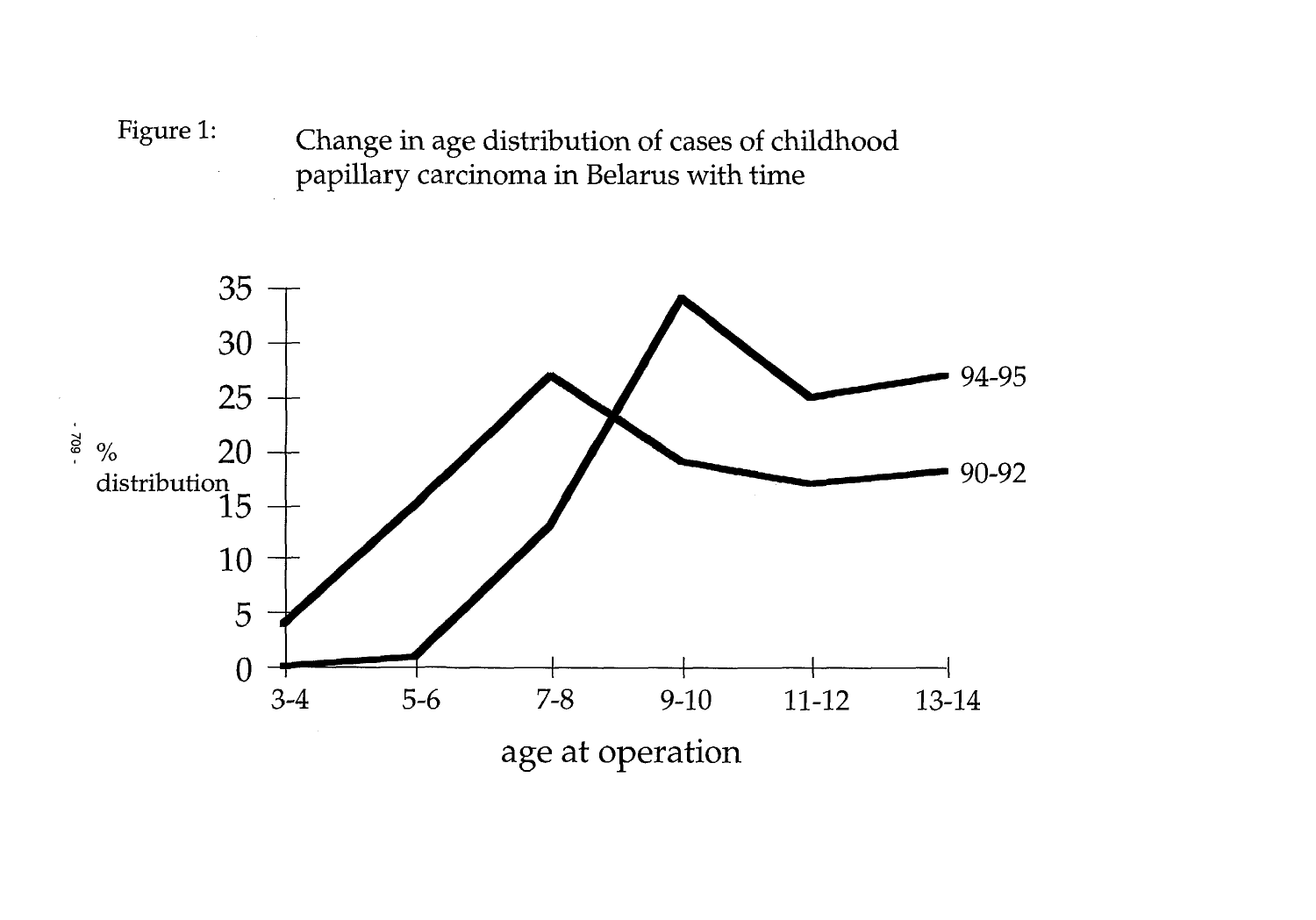Figure 1: Change in age distribution of cases of childhood papillary carcinoma in Belarus with time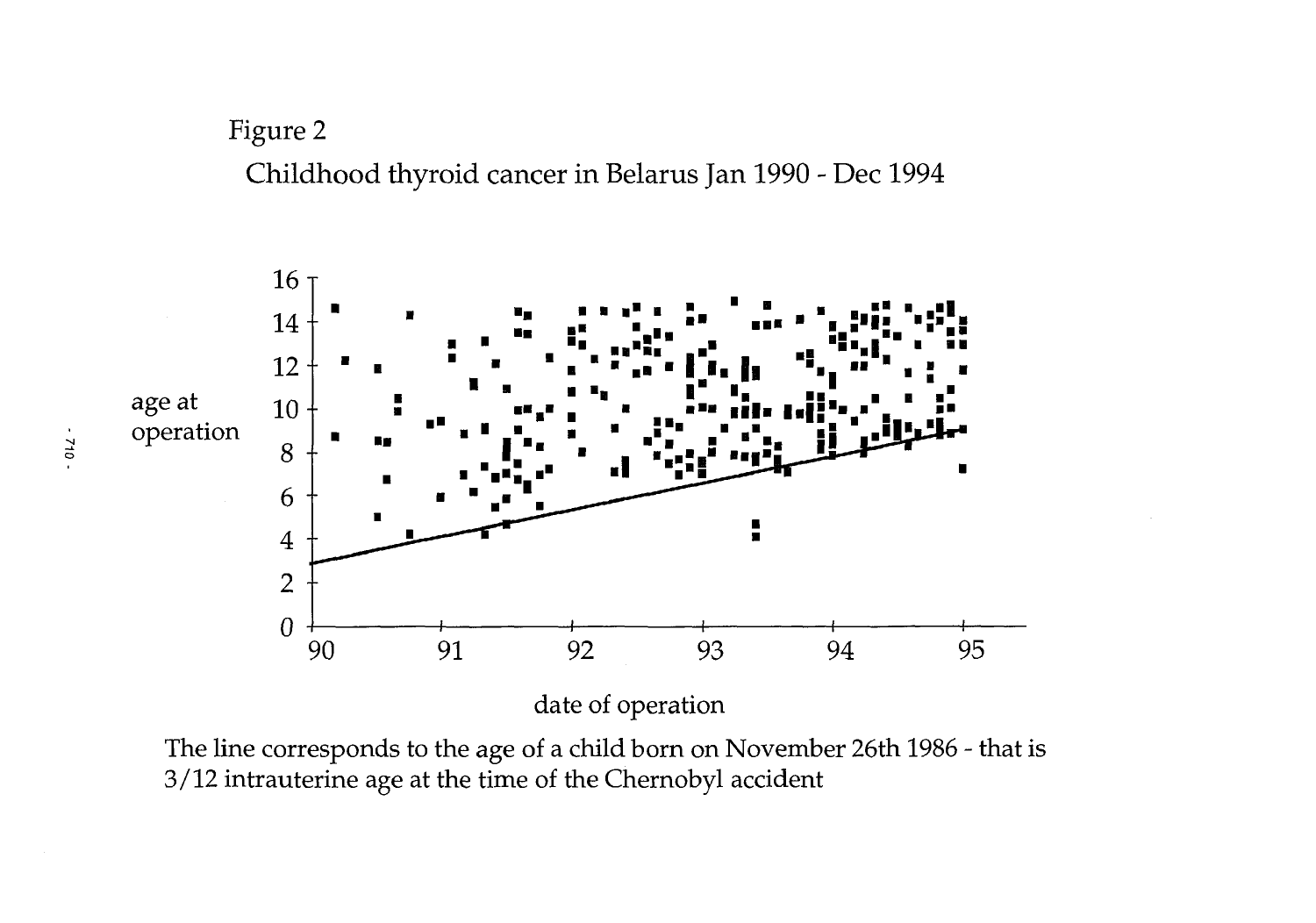Figure 2

Childhood thyroid cancer in Belarus Jan 1990 - Dec 1994

The line corresponds to the age of a child born on November 26th 1986 - that is 3/12 intrauterine age at the time of the Chernobyl accident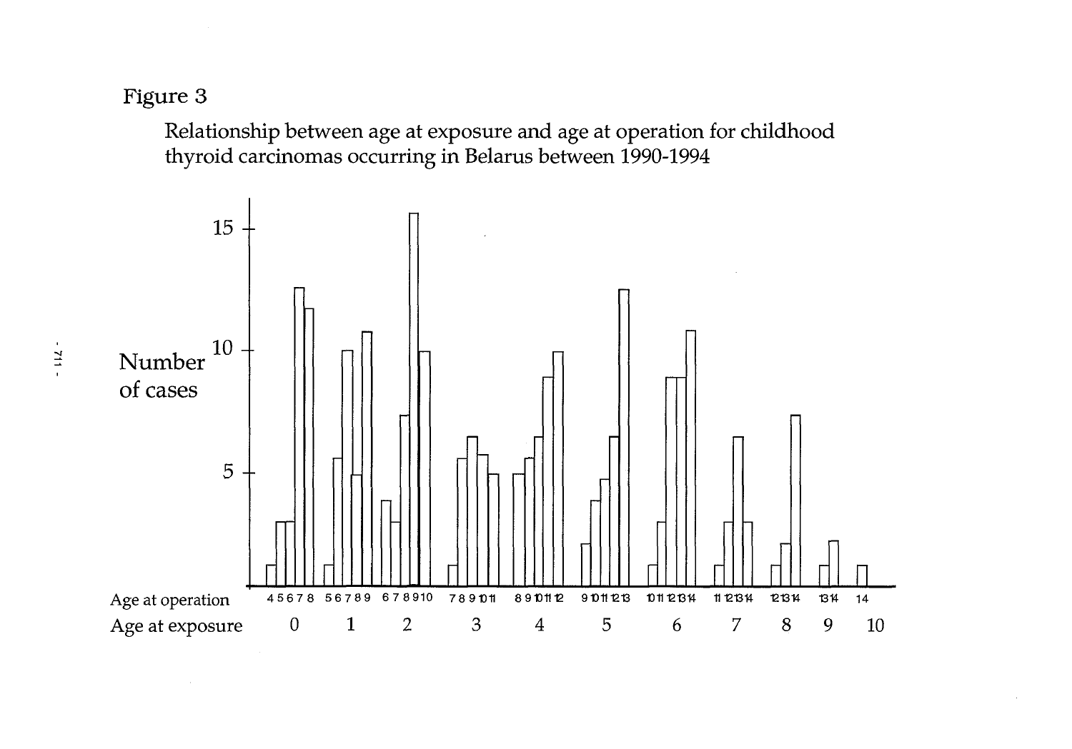Figure 3

Relationship between age at exposure and age at operation for childhood thyroid carcinomas occurring in Belarus between 1990-1994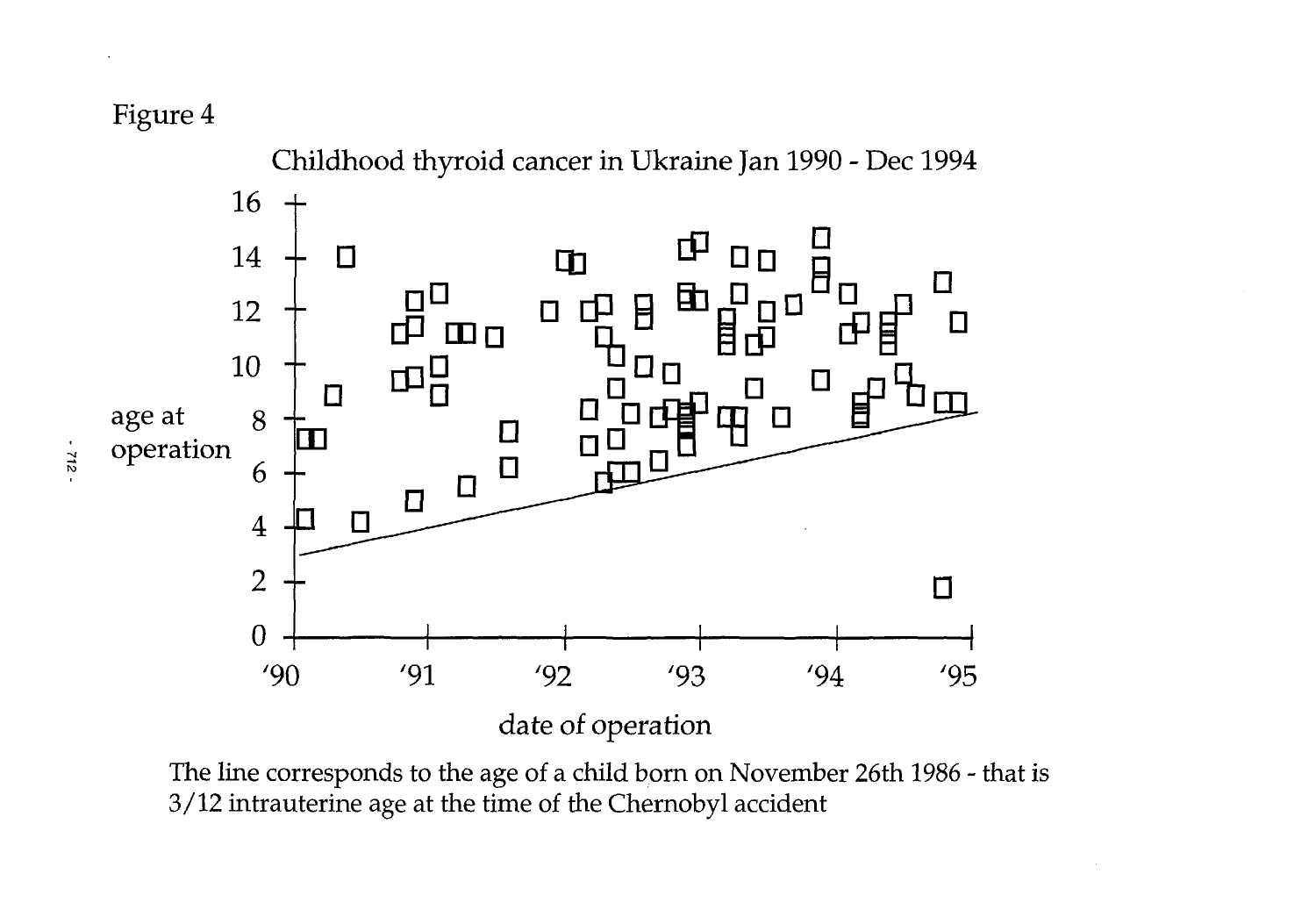Figure 4

Childhood thyroid cancer in Ukraine Jan 1990 - Dec 1994

The line corresponds to the age of a child born on November 26th 1986 - that is 3/12 intrauterine age at the time of the Chernobyl accident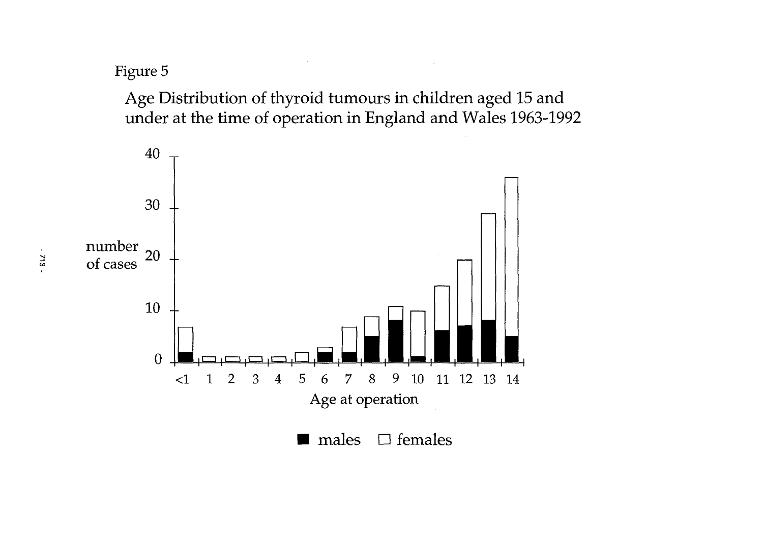Figure 5

Age Distribution of thyroid tumours in children aged 15 and under at the time of operation in England and Wales 1963-1992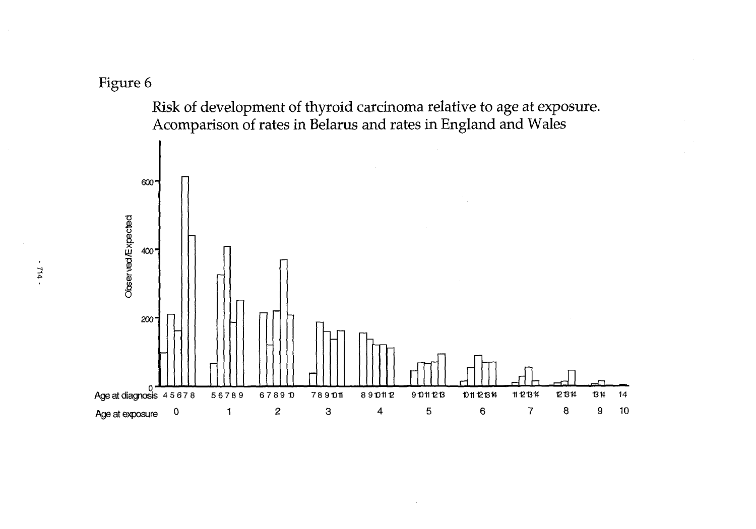Figure 6

Risk of development of thyroid carcinoma relative to age at exposure. Acomparison of rates in Belarus and rates in England and Wales

Observed/Expected

0
200
400
600

Age at diagnosis 4 5 6 7 8 5 6 7 8 9 6 7 8 9 10 7 8 9 10 11 8 9 10 11 12 9 10 11 12 13 10 11 12 13 14 11 12 13 14 12 13 14 13 14 14

Age at exposure 0 1 2 3 4 5 6 7 8 9 10